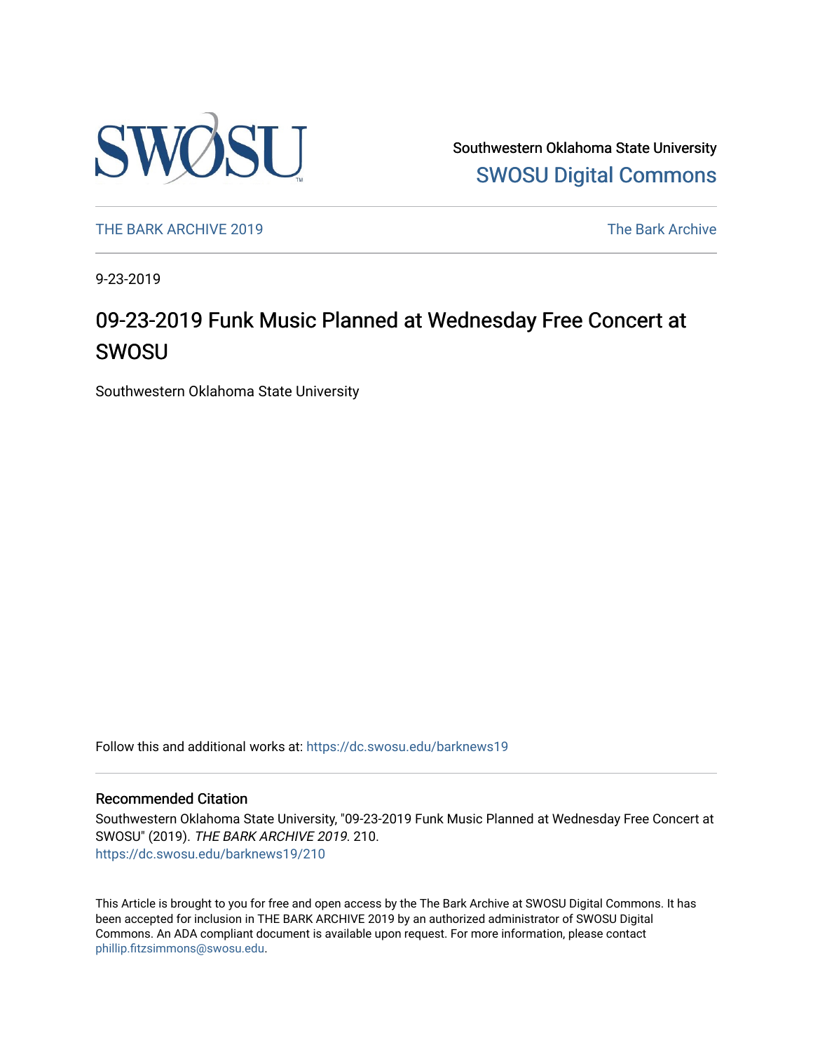Southwestern Oklahoma State University

SWOSU Digital Commons

THE BARK ARCHIVE 2019

The Bark Archive

9-23-2019

# 09-23-2019 Funk Music Planned at Wednesday Free Concert at SWOSU

Southwestern Oklahoma State University

Follow this and additional works at: https://dc.swosu.edu/barknews19

## Recommended Citation

Southwestern Oklahoma State University, "09-23-2019 Funk Music Planned at Wednesday Free Concert at SWOSU" (2019). *THE BARK ARCHIVE 2019*. 210.
https://dc.swosu.edu/barknews19/210

This Article is brought to you for free and open access by the The Bark Archive at SWOSU Digital Commons. It has been accepted for inclusion in THE BARK ARCHIVE 2019 by an authorized administrator of SWOSU Digital Commons. An ADA compliant document is available upon request. For more information, please contact phillip.fitzsimmons@swosu.edu.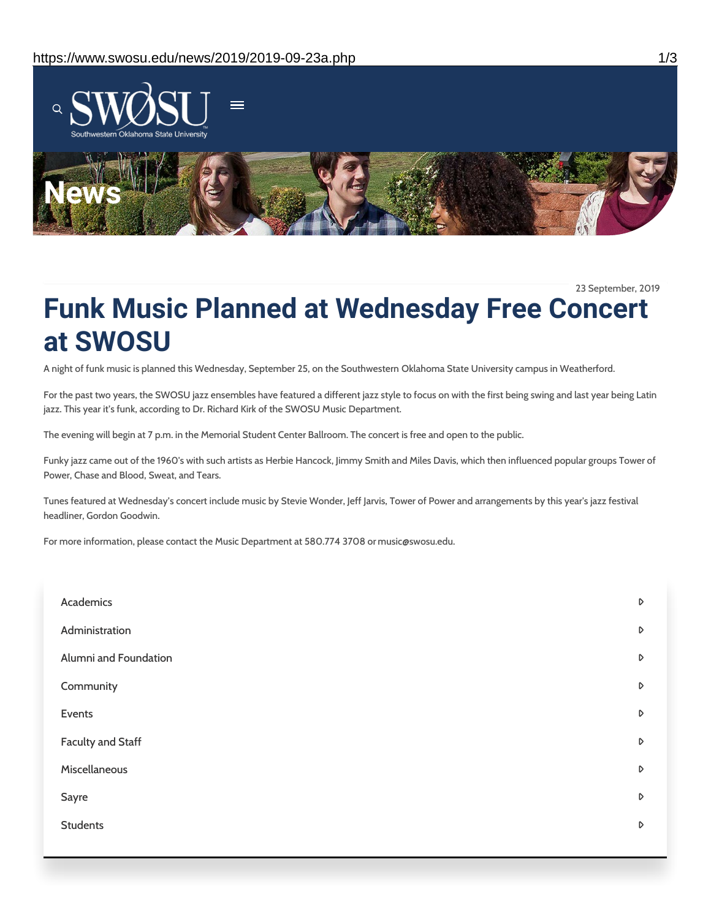# News

23 September, 2019

# Funk Music Planned at Wednesday Free Concert at SWOSU

A night of funk music is planned this Wednesday, September 25, on the Southwestern Oklahoma State University campus in Weatherford.

For the past two years, the SWOSU jazz ensembles have featured a different jazz style to focus on with the first being swing and last year being Latin jazz. This year it's funk, according to Dr. Richard Kirk of the SWOSU Music Department.

The evening will begin at 7 p.m. in the Memorial Student Center Ballroom. The concert is free and open to the public.

Funky jazz came out of the 1960's with such artists as Herbie Hancock, Jimmy Smith and Miles Davis, which then influenced popular groups Tower of Power, Chase and Blood, Sweat, and Tears.

Tunes featured at Wednesday's concert include music by Stevie Wonder, Jeff Jarvis, Tower of Power and arrangements by this year's jazz festival headliner, Gordon Goodwin.

For more information, please contact the Music Department at 580.774 3708 or music@swosu.edu.

- Academics
- Administration
- Alumni and Foundation
- Community
- Events
- Faculty and Staff
- Miscellaneous
- Sayre
- Students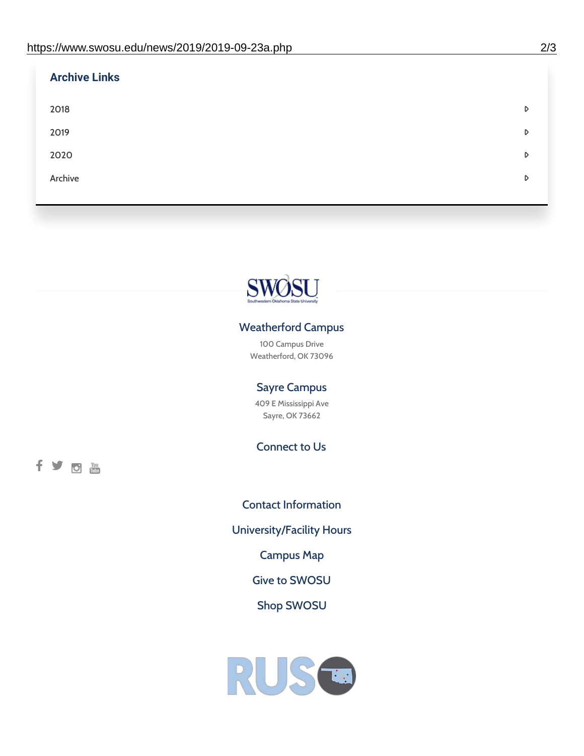### Archive Links

- 2018
- 2019
- 2020
- Archive

### Weatherford Campus

100 Campus Drive
Weatherford, OK 73096

### Sayre Campus

409 E Mississippi Ave
Sayre, OK 73662

### Connect to Us

Contact Information

University/Facility Hours

Campus Map

Give to SWOSU

Shop SWOSU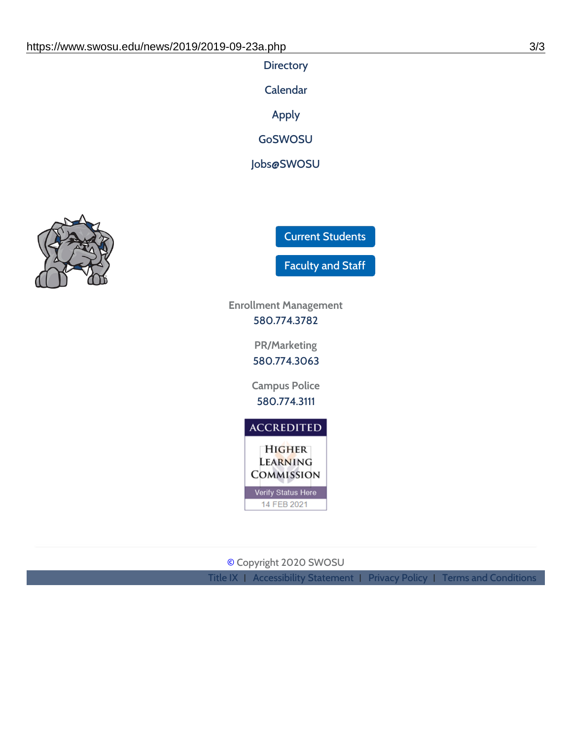Directory

Calendar

Apply

GoSWOSU

Jobs@SWOSU

Current Students

Faculty and Staff

Enrollment Management
580.774.3782

PR/Marketing
580.774.3063

Campus Police
580.774.3111

ACCREDITED
HIGHER LEARNING COMMISSION
Verify Status Here
14 FEB 2021

© Copyright 2020 SWOSU

Title IX | Accessibility Statement | Privacy Policy | Terms and Conditions